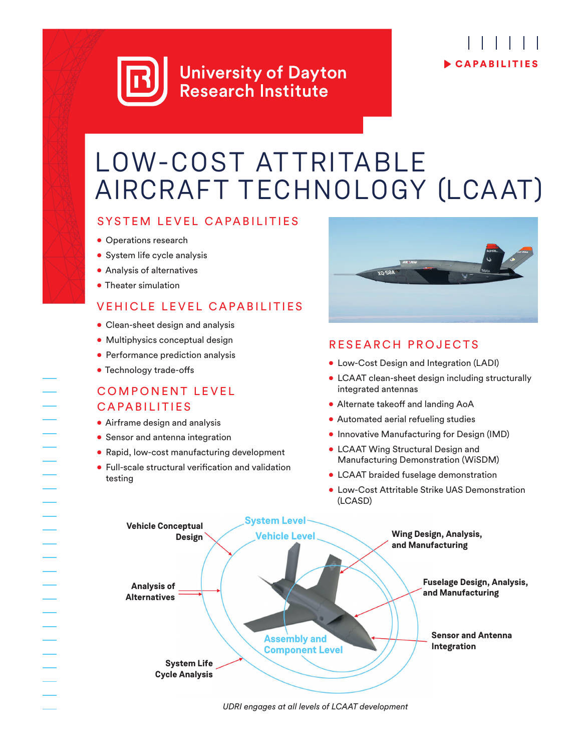University of Dayton Research Institute

CAPABILITIES

# LOW-COST ATTRITABLE AIRCRAFT TECHNOLOGY (LCAAT)

## SYSTEM LEVEL CAPABILITIES

- Operations research
- System life cycle analysis
- Analysis of alternatives
- Theater simulation

## VEHICLE LEVEL CAPABILITIES

- Clean-sheet design and analysis
- Multiphysics conceptual design
- Performance prediction analysis
- Technology trade-offs

## COMPONENT LEVEL CAPABILITIES

- Airframe design and analysis
- Sensor and antenna integration
- Rapid, low-cost manufacturing development
- Full-scale structural verification and validation testing

## RESEARCH PROJECTS

- Low-Cost Design and Integration (LADI)
- LCAAT clean-sheet design including structurally integrated antennas
- Alternate takeoff and landing AoA
- Automated aerial refueling studies
- Innovative Manufacturing for Design (IMD)
- LCAAT Wing Structural Design and Manufacturing Demonstration (WiSDM)
- LCAAT braided fuselage demonstration
- Low-Cost Attritable Strike UAS Demonstration (LCASD)

System Level
Vehicle Level
Assembly and Component Level

Vehicle Conceptual Design
Analysis of Alternatives
System Life Cycle Analysis
Wing Design, Analysis, and Manufacturing
Fuselage Design, Analysis, and Manufacturing
Sensor and Antenna Integration

*UDRI engages at all levels of LCAAT development*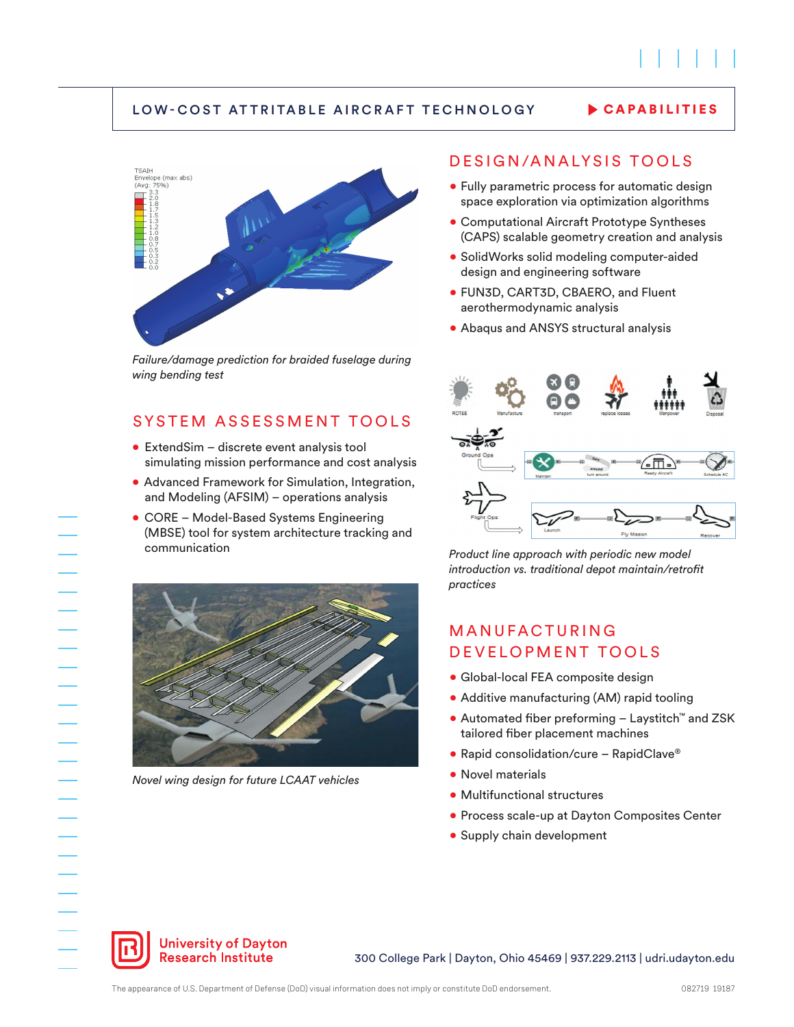LOW-COST ATTRITABLE AIRCRAFT TECHNOLOGY ▶ CAPABILITIES

*Failure/damage prediction for braided fuselage during wing bending test*

## SYSTEM ASSESSMENT TOOLS

- ExtendSim – discrete event analysis tool simulating mission performance and cost analysis
- Advanced Framework for Simulation, Integration, and Modeling (AFSIM) – operations analysis
- CORE – Model-Based Systems Engineering (MBSE) tool for system architecture tracking and communication

*Novel wing design for future LCAAT vehicles*

## DESIGN/ANALYSIS TOOLS

- Fully parametric process for automatic design space exploration via optimization algorithms
- Computational Aircraft Prototype Syntheses (CAPS) scalable geometry creation and analysis
- SolidWorks solid modeling computer-aided design and engineering software
- FUN3D, CART3D, CBAERO, and Fluent aerothermodynamic analysis
- Abaqus and ANSYS structural analysis

*Product line approach with periodic new model introduction vs. traditional depot maintain/retrofit practices*

## MANUFACTURING DEVELOPMENT TOOLS

- Global-local FEA composite design
- Additive manufacturing (AM) rapid tooling
- Automated fiber preforming – Laystitch™ and ZSK tailored fiber placement machines
- Rapid consolidation/cure – RapidClave®
- Novel materials
- Multifunctional structures
- Process scale-up at Dayton Composites Center
- Supply chain development

University of Dayton Research Institute

300 College Park | Dayton, Ohio 45469 | 937.229.2113 | udri.udayton.edu

The appearance of U.S. Department of Defense (DoD) visual information does not imply or constitute DoD endorsement.

082719 19187